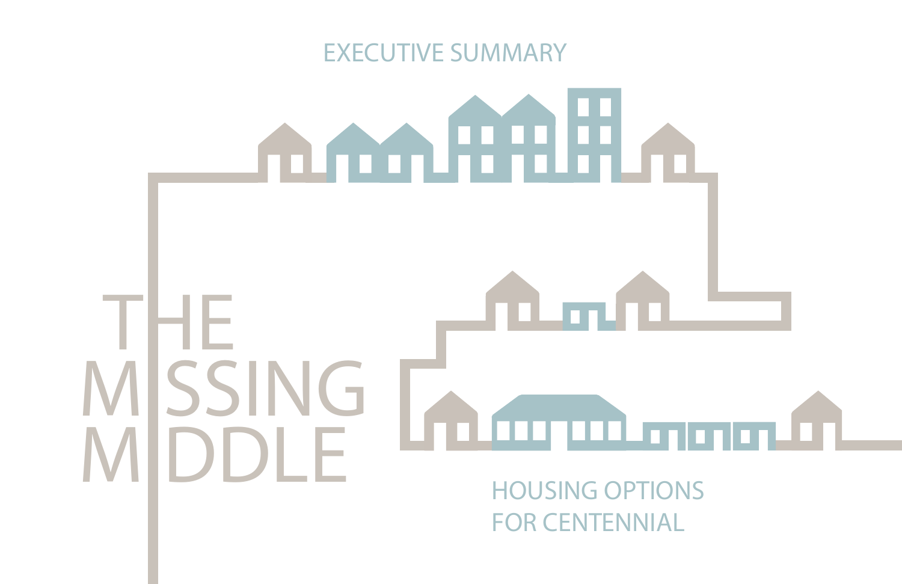EXECUTIVE SUMMARY

# THE MISSING MIDDLE

## HOUSING OPTIONS FOR CENTENNIAL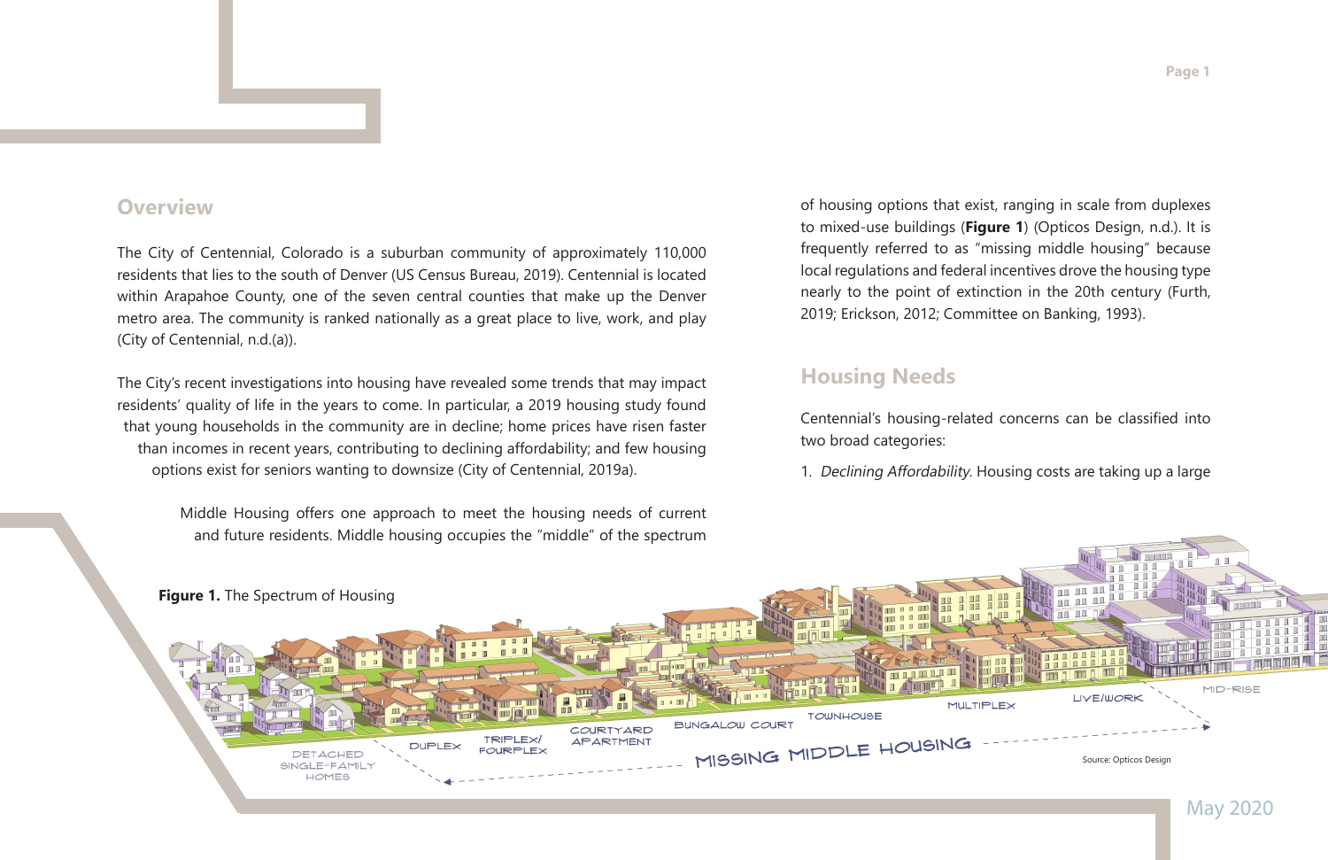## Overview

The City of Centennial, Colorado is a suburban community of approximately 110,000 residents that lies to the south of Denver (US Census Bureau, 2019). Centennial is located within Arapahoe County, one of the seven central counties that make up the Denver metro area. The community is ranked nationally as a great place to live, work, and play (City of Centennial, n.d.(a)).

The City's recent investigations into housing have revealed some trends that may impact residents' quality of life in the years to come. In particular, a 2019 housing study found that young households in the community are in decline; home prices have risen faster than incomes in recent years, contributing to declining affordability; and few housing options exist for seniors wanting to downsize (City of Centennial, 2019a).

Middle Housing offers one approach to meet the housing needs of current and future residents. Middle housing occupies the "middle" of the spectrum of housing options that exist, ranging in scale from duplexes to mixed-use buildings (**Figure 1**) (Opticos Design, n.d.). It is frequently referred to as "missing middle housing" because local regulations and federal incentives drove the housing type nearly to the point of extinction in the 20th century (Furth, 2019; Erickson, 2012; Committee on Banking, 1993).

## Housing Needs

Centennial's housing-related concerns can be classified into two broad categories:

1. *Declining Affordability*. Housing costs are taking up a large

**Figure 1.** The Spectrum of Housing

Source: Opticos Design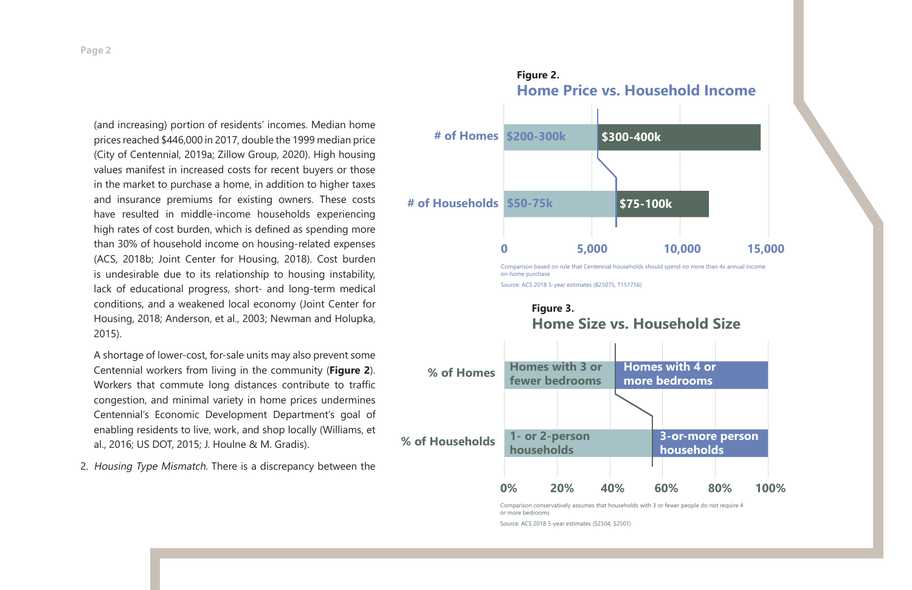(and increasing) portion of residents' incomes. Median home prices reached $446,000 in 2017, double the 1999 median price (City of Centennial, 2019a; Zillow Group, 2020). High housing values manifest in increased costs for recent buyers or those in the market to purchase a home, in addition to higher taxes and insurance premiums for existing owners. These costs have resulted in middle-income households experiencing high rates of cost burden, which is defined as spending more than 30% of household income on housing-related expenses (ACS, 2018b; Joint Center for Housing, 2018). Cost burden is undesirable due to its relationship to housing instability, lack of educational progress, short- and long-term medical conditions, and a weakened local economy (Joint Center for Housing, 2018; Anderson, et al., 2003; Newman and Holupka, 2015).

A shortage of lower-cost, for-sale units may also prevent some Centennial workers from living in the community (**Figure 2**). Workers that commute long distances contribute to traffic congestion, and minimal variety in home prices undermines Centennial's Economic Development Department's goal of enabling residents to live, work, and shop locally (Williams, et al., 2016; US DOT, 2015; J. Houlne & M. Gradis).

2. *Housing Type Mismatch.* There is a discrepancy between the

**Figure 2.**

### Home Price vs. Household Income

| | | |
|---|---|---|
| # of Homes | $200-300k | $300-400k |
| # of Households | $50-75k | $75-100k |

Axis: 0, 5,000, 10,000, 15,000

Comparison based on rule that Centennial households should spend no more than 4x annual income on home purchase

Source: ACS 2018 5-year estimates (B25075, T151756)

**Figure 3.**

### Home Size vs. Household Size

| | | |
|---|---|---|
| % of Homes | Homes with 3 or fewer bedrooms | Homes with 4 or more bedrooms |
| % of Households | 1- or 2-person households | 3-or-more person households |

Axis: 0%, 20%, 40%, 60%, 80%, 100%

Comparison conservatively assumes that households with 3 or fewer people do not require 4 or more bedrooms

Source: ACS 2018 5-year estimates (S2504, S2501)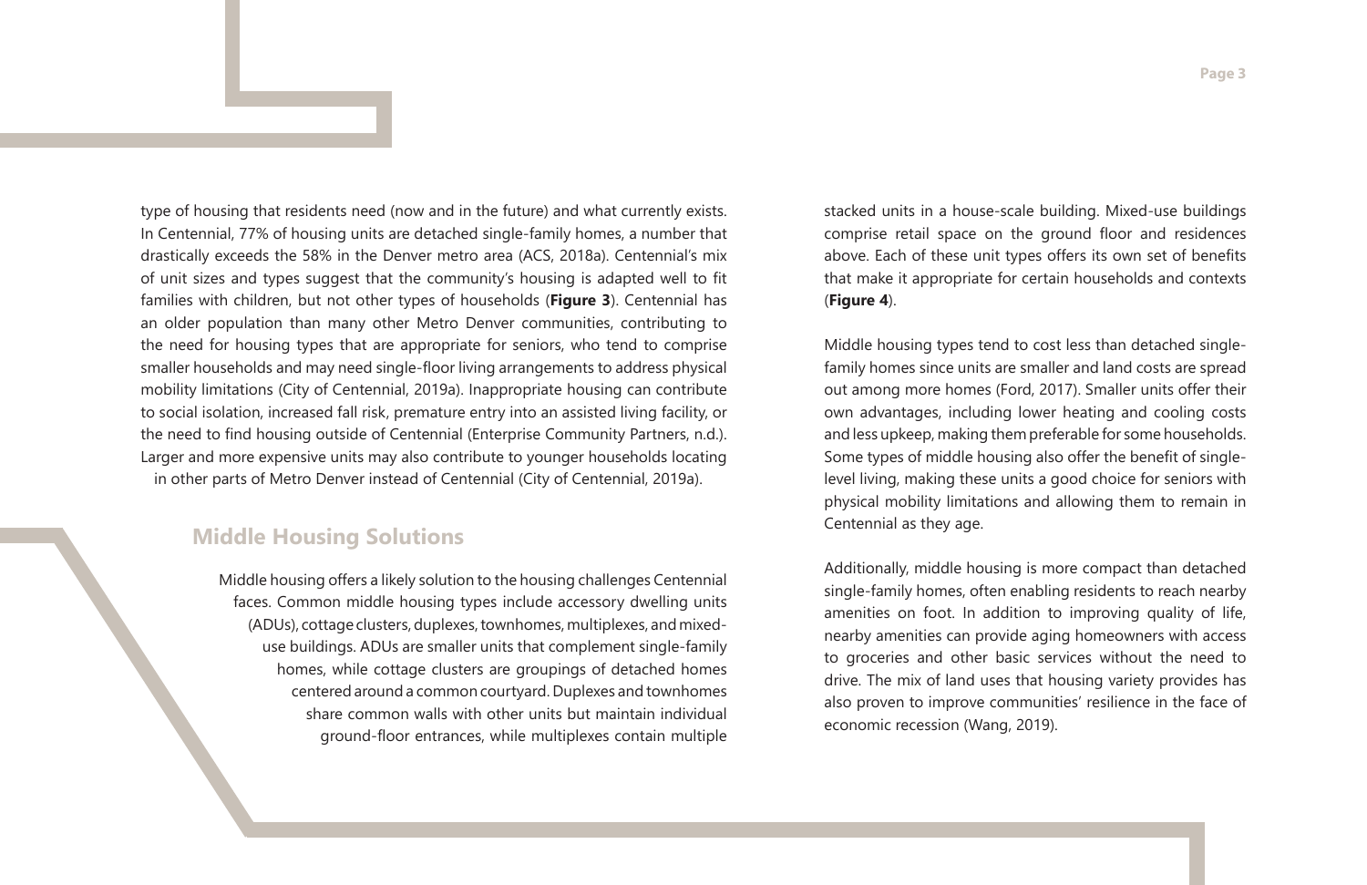type of housing that residents need (now and in the future) and what currently exists. In Centennial, 77% of housing units are detached single-family homes, a number that drastically exceeds the 58% in the Denver metro area (ACS, 2018a). Centennial's mix of unit sizes and types suggest that the community's housing is adapted well to fit families with children, but not other types of households (**Figure 3**). Centennial has an older population than many other Metro Denver communities, contributing to the need for housing types that are appropriate for seniors, who tend to comprise smaller households and may need single-floor living arrangements to address physical mobility limitations (City of Centennial, 2019a). Inappropriate housing can contribute to social isolation, increased fall risk, premature entry into an assisted living facility, or the need to find housing outside of Centennial (Enterprise Community Partners, n.d.). Larger and more expensive units may also contribute to younger households locating in other parts of Metro Denver instead of Centennial (City of Centennial, 2019a).

## Middle Housing Solutions

Middle housing offers a likely solution to the housing challenges Centennial faces. Common middle housing types include accessory dwelling units (ADUs), cottage clusters, duplexes, townhomes, multiplexes, and mixed-use buildings. ADUs are smaller units that complement single-family homes, while cottage clusters are groupings of detached homes centered around a common courtyard. Duplexes and townhomes share common walls with other units but maintain individual ground-floor entrances, while multiplexes contain multiple stacked units in a house-scale building. Mixed-use buildings comprise retail space on the ground floor and residences above. Each of these unit types offers its own set of benefits that make it appropriate for certain households and contexts (**Figure 4**).

Middle housing types tend to cost less than detached single-family homes since units are smaller and land costs are spread out among more homes (Ford, 2017). Smaller units offer their own advantages, including lower heating and cooling costs and less upkeep, making them preferable for some households. Some types of middle housing also offer the benefit of single-level living, making these units a good choice for seniors with physical mobility limitations and allowing them to remain in Centennial as they age.

Additionally, middle housing is more compact than detached single-family homes, often enabling residents to reach nearby amenities on foot. In addition to improving quality of life, nearby amenities can provide aging homeowners with access to groceries and other basic services without the need to drive. The mix of land uses that housing variety provides has also proven to improve communities' resilience in the face of economic recession (Wang, 2019).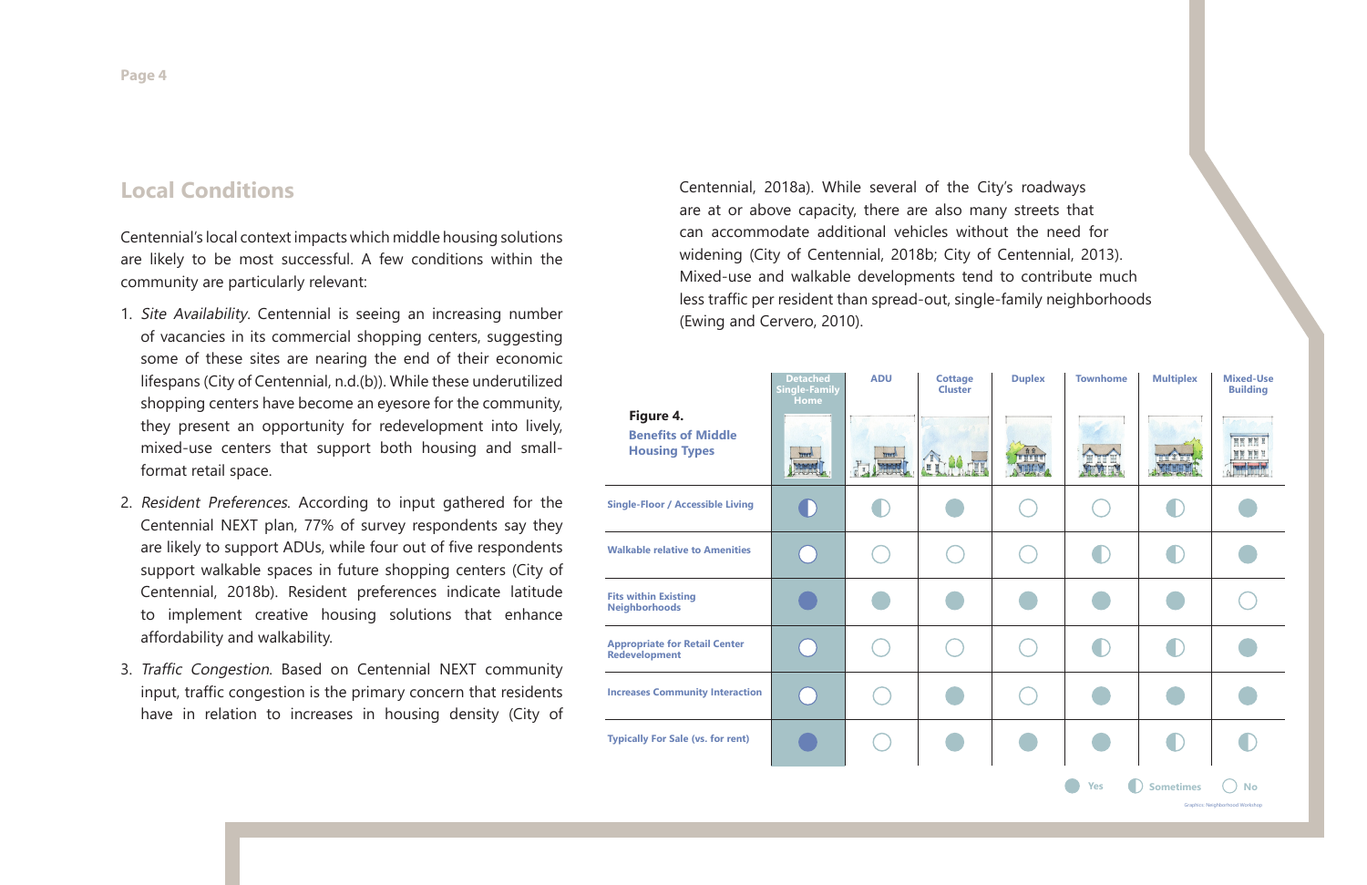## Local Conditions

Centennial's local context impacts which middle housing solutions are likely to be most successful. A few conditions within the community are particularly relevant:

1. *Site Availability*. Centennial is seeing an increasing number of vacancies in its commercial shopping centers, suggesting some of these sites are nearing the end of their economic lifespans (City of Centennial, n.d.(b)). While these underutilized shopping centers have become an eyesore for the community, they present an opportunity for redevelopment into lively, mixed-use centers that support both housing and small-format retail space.
2. *Resident Preferences*. According to input gathered for the Centennial NEXT plan, 77% of survey respondents say they are likely to support ADUs, while four out of five respondents support walkable spaces in future shopping centers (City of Centennial, 2018b). Resident preferences indicate latitude to implement creative housing solutions that enhance affordability and walkability.
3. *Traffic Congestion*. Based on Centennial NEXT community input, traffic congestion is the primary concern that residents have in relation to increases in housing density (City of Centennial, 2018a). While several of the City's roadways are at or above capacity, there are also many streets that can accommodate additional vehicles without the need for widening (City of Centennial, 2018b; City of Centennial, 2013). Mixed-use and walkable developments tend to contribute much less traffic per resident than spread-out, single-family neighborhoods (Ewing and Cervero, 2010).

**Figure 4.**
**Benefits of Middle Housing Types**

| | Detached Single-Family Home | ADU | Cottage Cluster | Duplex | Townhome | Multiplex | Mixed-Use Building |
|---|---|---|---|---|---|---|---|
| Single-Floor / Accessible Living | Sometimes | Sometimes | Yes | No | No | Sometimes | Yes |
| Walkable relative to Amenities | No | No | No | No | Sometimes | Sometimes | Yes |
| Fits within Existing Neighborhoods | Yes | Yes | Yes | Yes | Yes | Yes | No |
| Appropriate for Retail Center Redevelopment | No | No | No | No | Sometimes | Sometimes | Yes |
| Increases Community Interaction | No | No | Yes | No | Yes | Yes | Yes |
| Typically For Sale (vs. for rent) | Yes | No | Yes | Yes | Yes | Sometimes | Sometimes |

Yes / Sometimes / No

Graphics: Neighborhood Workshop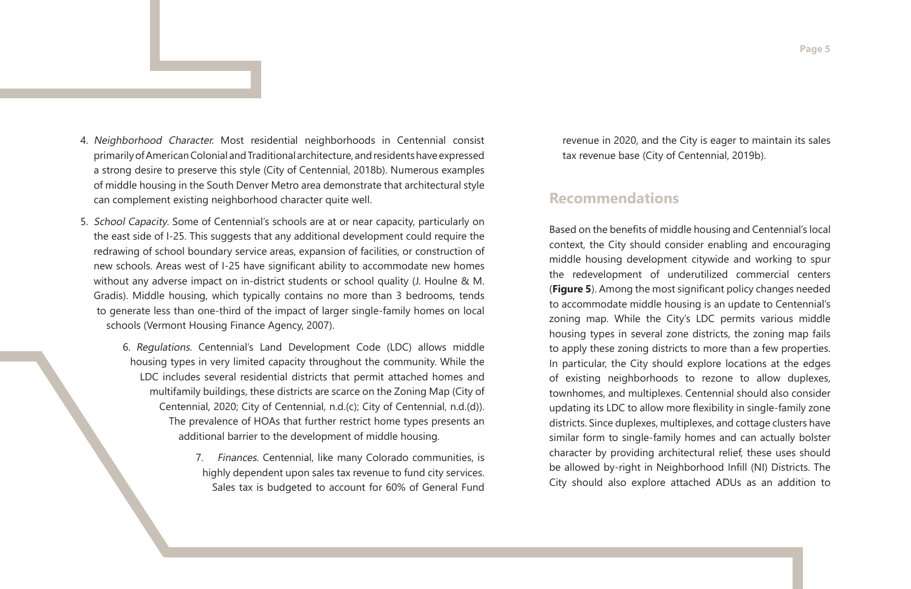4. *Neighborhood Character*. Most residential neighborhoods in Centennial consist primarily of American Colonial and Traditional architecture, and residents have expressed a strong desire to preserve this style (City of Centennial, 2018b). Numerous examples of middle housing in the South Denver Metro area demonstrate that architectural style can complement existing neighborhood character quite well.

5. *School Capacity*. Some of Centennial's schools are at or near capacity, particularly on the east side of I-25. This suggests that any additional development could require the redrawing of school boundary service areas, expansion of facilities, or construction of new schools. Areas west of I-25 have significant ability to accommodate new homes without any adverse impact on in-district students or school quality (J. Houlne & M. Gradis). Middle housing, which typically contains no more than 3 bedrooms, tends to generate less than one-third of the impact of larger single-family homes on local schools (Vermont Housing Finance Agency, 2007).

6. *Regulations*. Centennial's Land Development Code (LDC) allows middle housing types in very limited capacity throughout the community. While the LDC includes several residential districts that permit attached homes and multifamily buildings, these districts are scarce on the Zoning Map (City of Centennial, 2020; City of Centennial, n.d.(c); City of Centennial, n.d.(d)). The prevalence of HOAs that further restrict home types presents an additional barrier to the development of middle housing.

7. *Finances*. Centennial, like many Colorado communities, is highly dependent upon sales tax revenue to fund city services. Sales tax is budgeted to account for 60% of General Fund revenue in 2020, and the City is eager to maintain its sales tax revenue base (City of Centennial, 2019b).

## Recommendations

Based on the benefits of middle housing and Centennial's local context, the City should consider enabling and encouraging middle housing development citywide and working to spur the redevelopment of underutilized commercial centers (**Figure 5**). Among the most significant policy changes needed to accommodate middle housing is an update to Centennial's zoning map. While the City's LDC permits various middle housing types in several zone districts, the zoning map fails to apply these zoning districts to more than a few properties. In particular, the City should explore locations at the edges of existing neighborhoods to rezone to allow duplexes, townhomes, and multiplexes. Centennial should also consider updating its LDC to allow more flexibility in single-family zone districts. Since duplexes, multiplexes, and cottage clusters have similar form to single-family homes and can actually bolster character by providing architectural relief, these uses should be allowed by-right in Neighborhood Infill (NI) Districts. The City should also explore attached ADUs as an addition to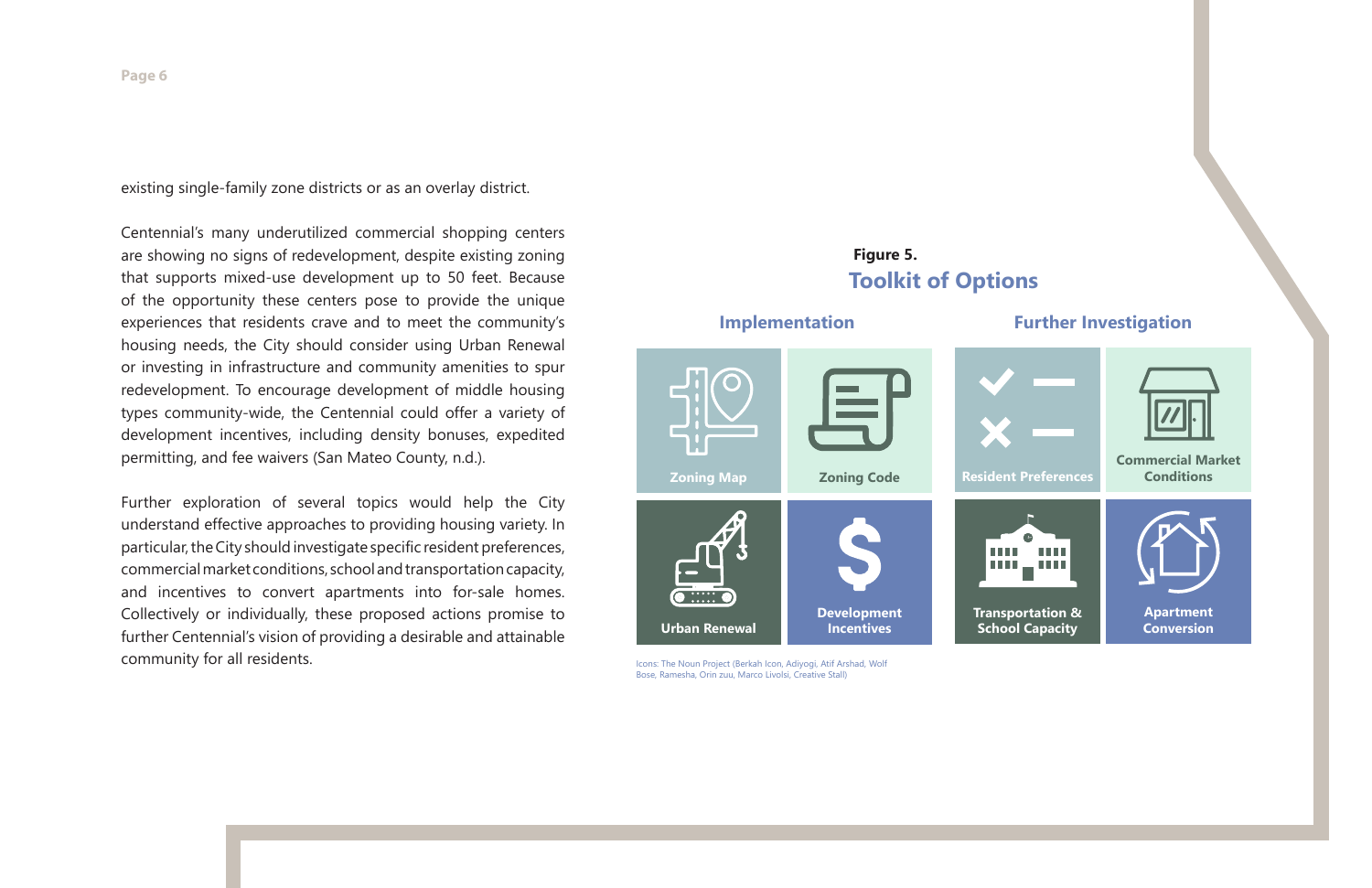existing single-family zone districts or as an overlay district.

Centennial's many underutilized commercial shopping centers are showing no signs of redevelopment, despite existing zoning that supports mixed-use development up to 50 feet. Because of the opportunity these centers pose to provide the unique experiences that residents crave and to meet the community's housing needs, the City should consider using Urban Renewal or investing in infrastructure and community amenities to spur redevelopment. To encourage development of middle housing types community-wide, the Centennial could offer a variety of development incentives, including density bonuses, expedited permitting, and fee waivers (San Mateo County, n.d.).

Further exploration of several topics would help the City understand effective approaches to providing housing variety. In particular, the City should investigate specific resident preferences, commercial market conditions, school and transportation capacity, and incentives to convert apartments into for-sale homes. Collectively or individually, these proposed actions promise to further Centennial's vision of providing a desirable and attainable community for all residents.

**Figure 5.**

## Toolkit of Options

| Implementation | | Further Investigation | |
|---|---|---|---|
| Zoning Map | Zoning Code | Resident Preferences | Commercial Market Conditions |
| Urban Renewal | Development Incentives | Transportation & School Capacity | Apartment Conversion |

Icons: The Noun Project (Berkah Icon, Adiyogi, Atif Arshad, Wolf Bose, Ramesha, Orin zuu, Marco Livolsi, Creative Stall)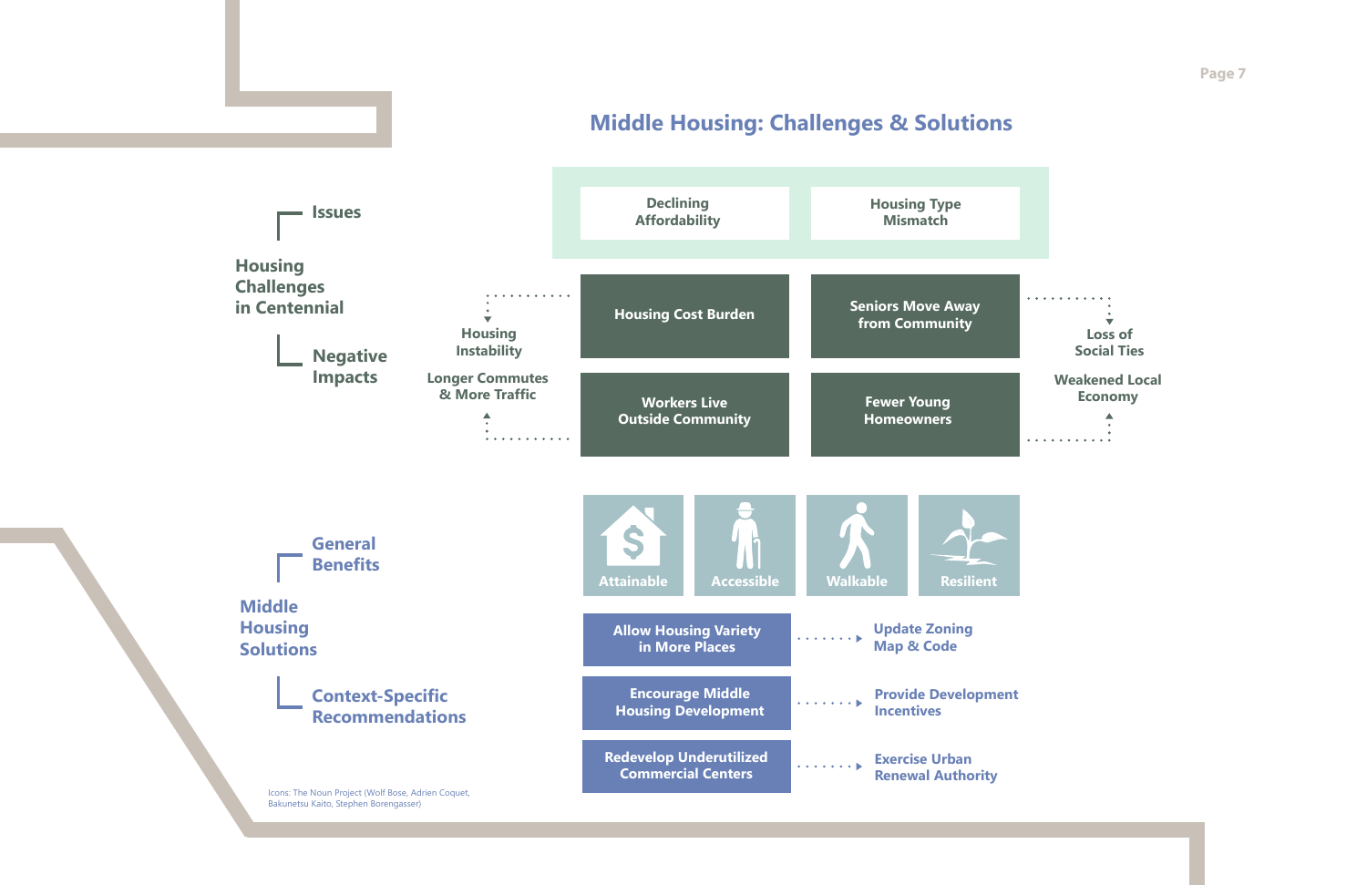# Middle Housing: Challenges & Solutions

## Housing Challenges in Centennial

### Issues

- Declining Affordability
- Housing Type Mismatch

### Negative Impacts

- Housing Cost Burden → Housing Instability
- Workers Live Outside Community → Longer Commutes & More Traffic
- Seniors Move Away from Community → Loss of Social Ties
- Fewer Young Homeowners → Weakened Local Economy

## Middle Housing Solutions

### General Benefits

- Attainable
- Accessible
- Walkable
- Resilient

### Context-Specific Recommendations

- Allow Housing Variety in More Places → Update Zoning Map & Code
- Encourage Middle Housing Development → Provide Development Incentives
- Redevelop Underutilized Commercial Centers → Exercise Urban Renewal Authority

Icons: The Noun Project (Wolf Bose, Adrien Coquet, Bakunetsu Kaito, Stephen Borengasser)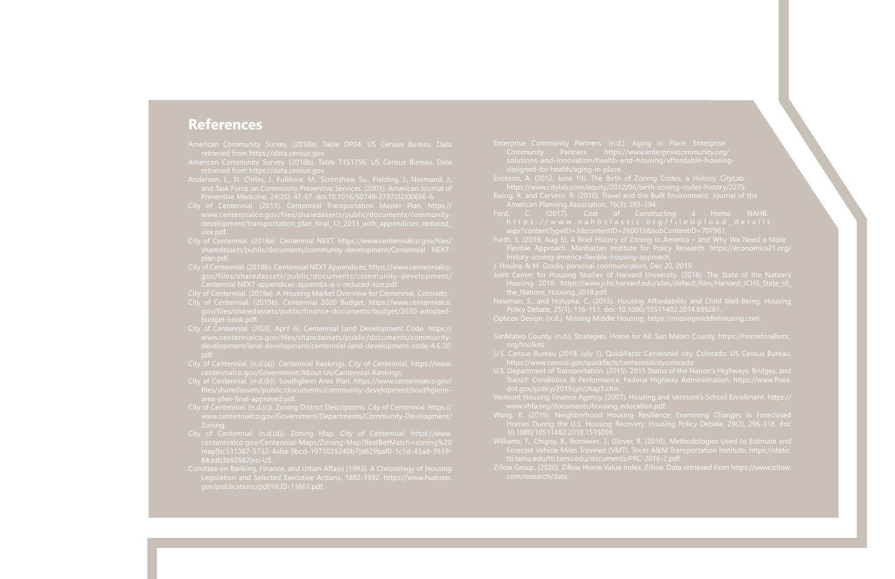## References

American Community Survey. (2018a). Table DP04. US Census Bureau. Data retrieved from https://data.census.gov.

American Community Survey. (2018b). Table T151756. US Census Bureau. Data retrieved from https://data.census.gov.

Anderson, L., St. Chrles, J., Fullilove, M., Scrimshaw, Su., Fielding, J., Normand, J., and Task Force on Community Preventive Services. (2003). American Journal of Preventive Medicine, 24(3S): 47-67. doi:10.1016/S0749-3797(02)00656-6.

City of Centennial. (2013). Centennial Transportation Master Plan. https://www.centennialco.gov/files/sharedassets/public/documents/community-development/transportation_plan_final_12_2013_with_appendicies_reduced_size.pdf.

City of Centennial. (2018a). Centennial NEXT. https://www.centennialco.gov/files/sharedassets/public/documents/community-development/Centennial NEXT-plan.pdf.

City of Centennial. (2018b). Centennial NEXT Appendices. https://www.centennialco.gov/files/sharedassets/public/documents/community-development/Centennial NEXT-appendices-appendix-a-c-reduced-size.pdf.

City of Centennial. (2019a). A Housing Market Overview for Centennial, Colorado.

City of Centennial. (2019b). Centennial 2020 Budget. https://www.centennialco.gov/files/sharedassets/public/finance-documents/budget/2020-adopted-budget-book.pdf.

City of Centennial. (2020, April 6). Centennial Land Development Code. https://www.centennialco.gov/files/sharedassets/public/documents/community-development/land-development/centennial-land-development-code-4.6.20.pdf.

City of Centennial. (n.d.(a)). Centennial Rankings. City of Centennial. https://www.centennialco.gov/Government/About-Us/Centennial-Rankings.

City of Centennial. (n.d.(b)). Southglenn Area Plan. https://www.centennialco.gov/files/sharedassets/public/documents/community-development/southglenn-area-plan-final-approved.pdf.

City of Centennial. (n.d.(c)). Zoning District Descriptions. City of Centennial. https://www.centennialco.gov/Government/Departments/Community-Development/Zoning.

City of Centennial. (n.d.(d)). Zoning Map. City of Centennial. https://www.centennialco.gov/Centennial-Maps/Zoning-Map?BestBetMatch=zoning%20map|bc531387-5732-4aba-9bcd-1971029240b7|d629baf0-1c1d-43ad-9519-84ddb3b92982|en-US.

Comittee on Banking, Finance, and Urban Affairs (1993). A Chronology of Housing Legislation and Selected Executive Actions, 1892-1992. https://www.huduser.gov/publications/pdf/HUD-11661.pdf.

Enterprise Community Partners. (n.d.). Aging in Place. Enterprise Community Partners. https://www.enterprisecommunity.org/solutions-and-innovation/health-and-housing/affordable-housing-designed-for-health/aging-in-place.

Erickson, A. (2012, June 19). The Birth of Zoning Codes, a History. CityLab. https://www.citylab.com/equity/2012/06/birth-zoning-codes-history/2275.

Ewing, R. and Cervero, R. (2010). Travel and the Built Environment. Journal of the American Planning Association, 76(3): 265-294.

Ford, C. (2017). Cost of Constructing a Home. NAHB. https://www.nahbclassic.org/fileUpload_details.aspx?contentTypeID=3&contentID=260013&subContentID=707961.

Furth, S. (2019, Aug 5). A Brief History of Zoning in America – and Why We Need a More Flexible Approach. Manhattan Institute for Policy Research. https://economics21.org/history-zoning-america-flexible-housing-approach.

J. Houlne & M. Gradis, personal communication, Dec 20, 2019.

Joint Center for Housing Studies of Harvard University. (2018). The State of the Nation's Housing 2018. https://www.jchs.harvard.edu/sites/default/files/Harvard_JCHS_State_of_the_Nations_Housing_2018.pdf.

Newman, S., and Holupka, C. (2015). Housing Affordability and Child Well-Being. Housing Policy Debate, 25(1): 116-151. doi: 10.1080/10511482.2014.899261.

Opticos Design. (n.d.). Missing Middle Housing. https://missingmiddlehousing.com.

SanMateo County. (n.d.). Strategies. Home for All: San Mateo County. https://homeforallsmc.org/toolkits.

U.S. Census Bureau (2019, July 1). QuickFacts: Centennial city, Colorado. US Census Bureau. https://www.census.gov/quickfacts/centennialcitycolorado.

U.S. Department of Transportation. (2015). 2015 Status of the Nation's Highways, Bridges, and Transit: Conditions & Performance. Federal Highway Administration. https://www.fhwa.dot.gov/policy/2015cpr/chap1.cfm.

Vermont Housing Finance Agency. (2007). Housing and Vermont's School Enrollment. https://www.vhfa.org/documents/housing_education.pdf.

Wang, K. (2019). Neighborhood Housing Resilience: Examining Changes in Foreclosed Homes During the U.S. Housing Recovery. Housing Policy Debate, 29(2), 296-318. doi: 10.1080/10511482.2018.1515098.

Williams, T., Chigoy, B., Borowiec, J., Glover, B. (2016). Methodologies Used to Estimate and Forecast Vehicle Miles Traveled (VMT). Texas A&M Transportation Institute. https://static.tti.tamu.edu/tti.tamu.edu/documents/PRC-2016-2.pdf.

Zillow Group. (2020). Zillow Home Value Index. Zillow. Data retrieved from https://www.zillow.com/research/data.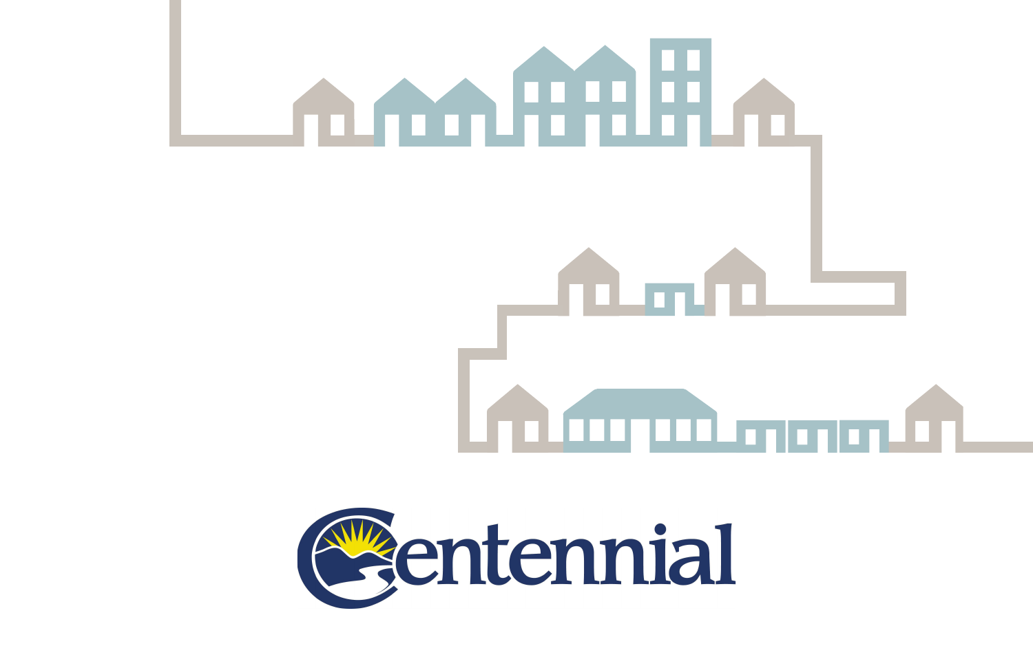Centennial